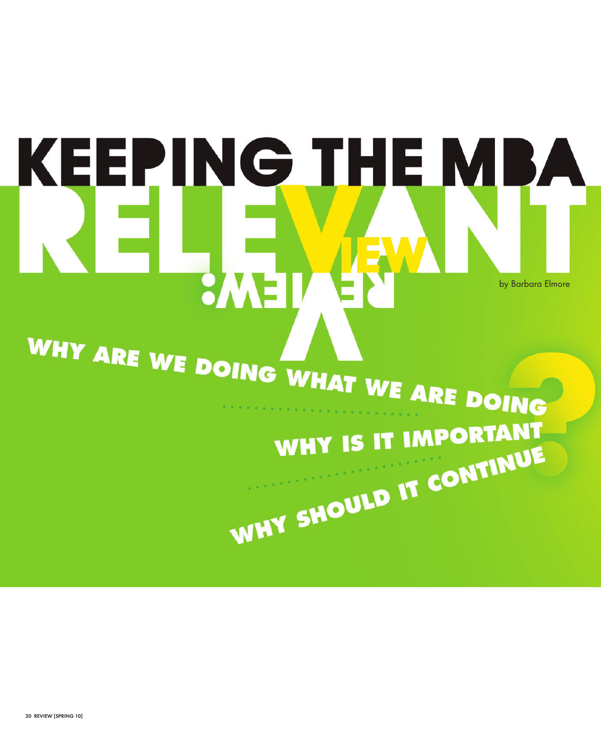# KEEPING THE MBA RELEVANT

## REVIEW: VIEW

by Barbara Elmore

**WHY ARE WE DOING WHAT WE ARE DOING?**

**WHY IS IT IMPORTANT?**

**WHY SHOULD IT CONTINUE?**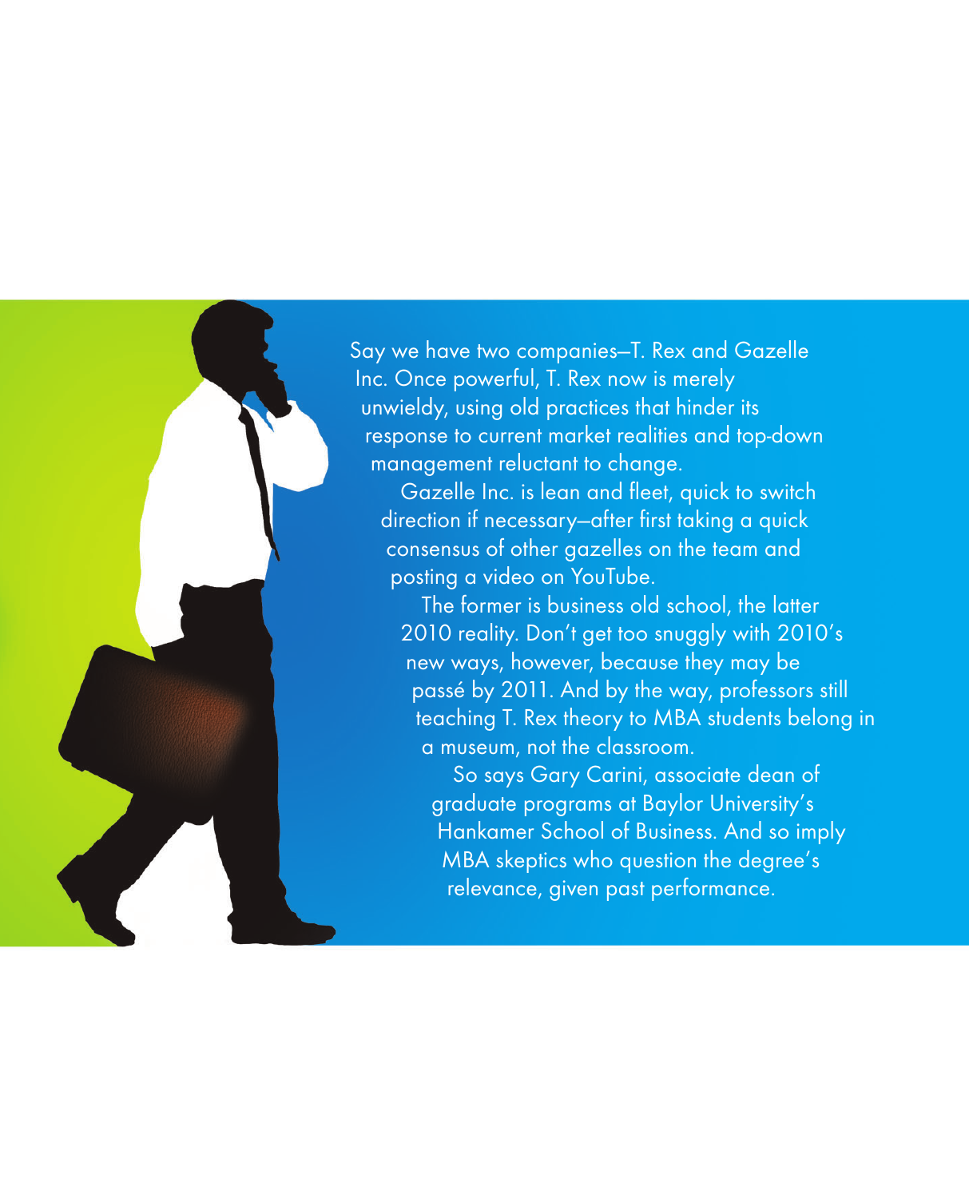Say we have two companies—T. Rex and Gazelle Inc. Once powerful, T. Rex now is merely unwieldy, using old practices that hinder its response to current market realities and top-down management reluctant to change.

Gazelle Inc. is lean and fleet, quick to switch direction if necessary—after first taking a quick consensus of other gazelles on the team and posting a video on YouTube.

The former is business old school, the latter 2010 reality. Don't get too snuggly with 2010's new ways, however, because they may be passé by 2011. And by the way, professors still teaching T. Rex theory to MBA students belong in a museum, not the classroom.

So says Gary Carini, associate dean of graduate programs at Baylor University's Hankamer School of Business. And so imply MBA skeptics who question the degree's relevance, given past performance.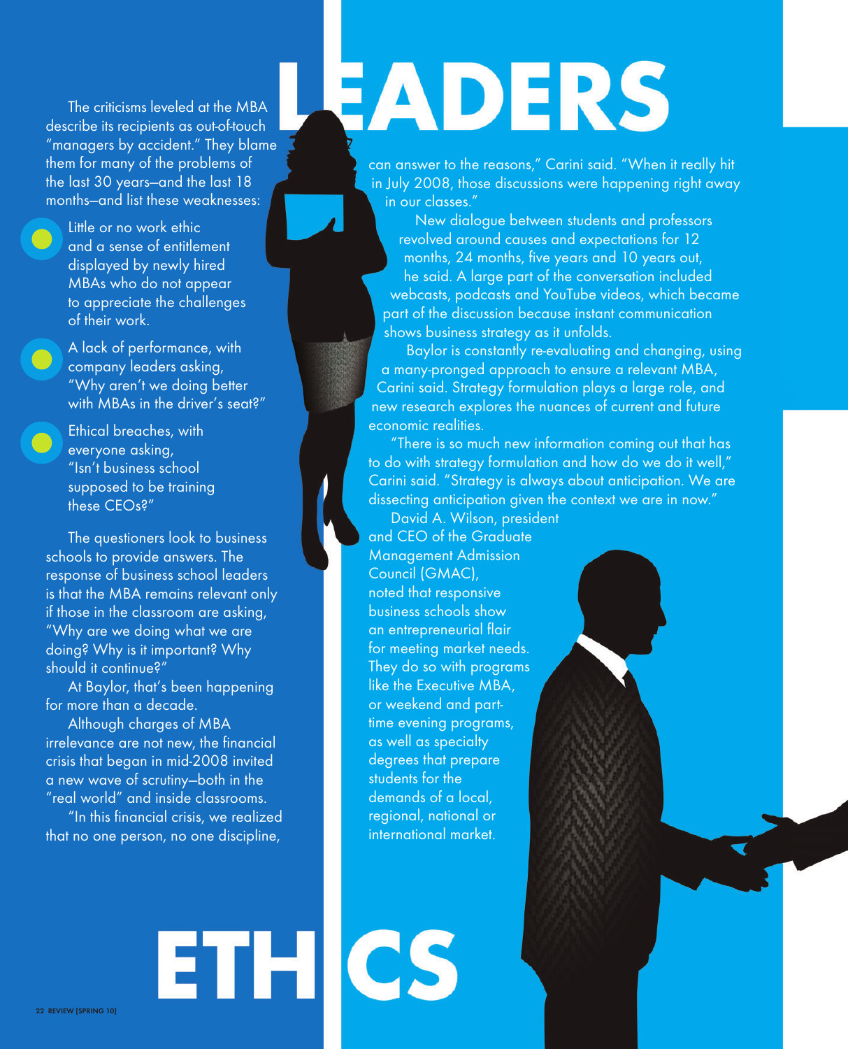# LEADERS

The criticisms leveled at the MBA describe its recipients as out-of-touch "managers by accident." They blame them for many of the problems of the last 30 years—and the last 18 months—and list these weaknesses:

- Little or no work ethic and a sense of entitlement displayed by newly hired MBAs who do not appear to appreciate the challenges of their work.
- A lack of performance, with company leaders asking, "Why aren't we doing better with MBAs in the driver's seat?"
- Ethical breaches, with everyone asking, "Isn't business school supposed to be training these CEOs?"

The questioners look to business schools to provide answers. The response of business school leaders is that the MBA remains relevant only if those in the classroom are asking, "Why are we doing what we are doing? Why is it important? Why should it continue?"

At Baylor, that's been happening for more than a decade.

Although charges of MBA irrelevance are not new, the financial crisis that began in mid-2008 invited a new wave of scrutiny—both in the "real world" and inside classrooms.

"In this financial crisis, we realized that no one person, no one discipline, can answer to the reasons," Carini said. "When it really hit in July 2008, those discussions were happening right away in our classes."

New dialogue between students and professors revolved around causes and expectations for 12 months, 24 months, five years and 10 years out, he said. A large part of the conversation included webcasts, podcasts and YouTube videos, which became part of the discussion because instant communication shows business strategy as it unfolds.

Baylor is constantly re-evaluating and changing, using a many-pronged approach to ensure a relevant MBA, Carini said. Strategy formulation plays a large role, and new research explores the nuances of current and future economic realities.

"There is so much new information coming out that has to do with strategy formulation and how do we do it well," Carini said. "Strategy is always about anticipation. We are dissecting anticipation given the context we are in now."

David A. Wilson, president and CEO of the Graduate Management Admission Council (GMAC), noted that responsive business schools show an entrepreneurial flair for meeting market needs. They do so with programs like the Executive MBA, or weekend and part-time evening programs, as well as specialty degrees that prepare students for the demands of a local, regional, national or international market.

# ETHICS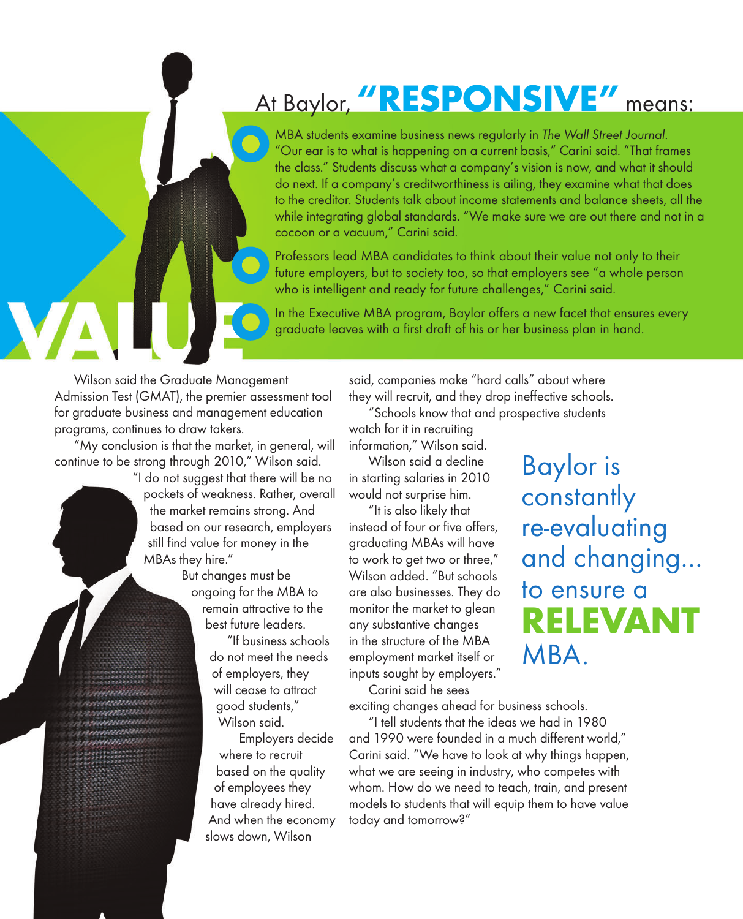## At Baylor, **"RESPONSIVE"** means:

- MBA students examine business news regularly in *The Wall Street Journal*. "Our ear is to what is happening on a current basis," Carini said. "That frames the class." Students discuss what a company's vision is now, and what it should do next. If a company's creditworthiness is ailing, they examine what that does to the creditor. Students talk about income statements and balance sheets, all the while integrating global standards. "We make sure we are out there and not in a cocoon or a vacuum," Carini said.
- Professors lead MBA candidates to think about their value not only to their future employers, but to society too, so that employers see "a whole person who is intelligent and ready for future challenges," Carini said.
- In the Executive MBA program, Baylor offers a new facet that ensures every graduate leaves with a first draft of his or her business plan in hand.

VALUE

Wilson said the Graduate Management Admission Test (GMAT), the premier assessment tool for graduate business and management education programs, continues to draw takers.

"My conclusion is that the market, in general, will continue to be strong through 2010," Wilson said. "I do not suggest that there will be no pockets of weakness. Rather, overall the market remains strong. And based on our research, employers still find value for money in the MBAs they hire."

But changes must be ongoing for the MBA to remain attractive to the best future leaders.

"If business schools do not meet the needs of employers, they will cease to attract good students," Wilson said.

Employers decide where to recruit based on the quality of employees they have already hired. And when the economy slows down, Wilson said, companies make "hard calls" about where they will recruit, and they drop ineffective schools.

"Schools know that and prospective students watch for it in recruiting information," Wilson said.

Wilson said a decline in starting salaries in 2010 would not surprise him.

"It is also likely that instead of four or five offers, graduating MBAs will have to work to get two or three," Wilson added. "But schools are also businesses. They do monitor the market to glean any substantive changes in the structure of the MBA employment market itself or inputs sought by employers."

Carini said he sees exciting changes ahead for business schools.

"I tell students that the ideas we had in 1980 and 1990 were founded in a much different world," Carini said. "We have to look at why things happen, what we are seeing in industry, who competes with whom. How do we need to teach, train, and present models to students that will equip them to have value today and tomorrow?"

> Baylor is constantly re-evaluating and changing... to ensure a **RELEVANT** MBA.